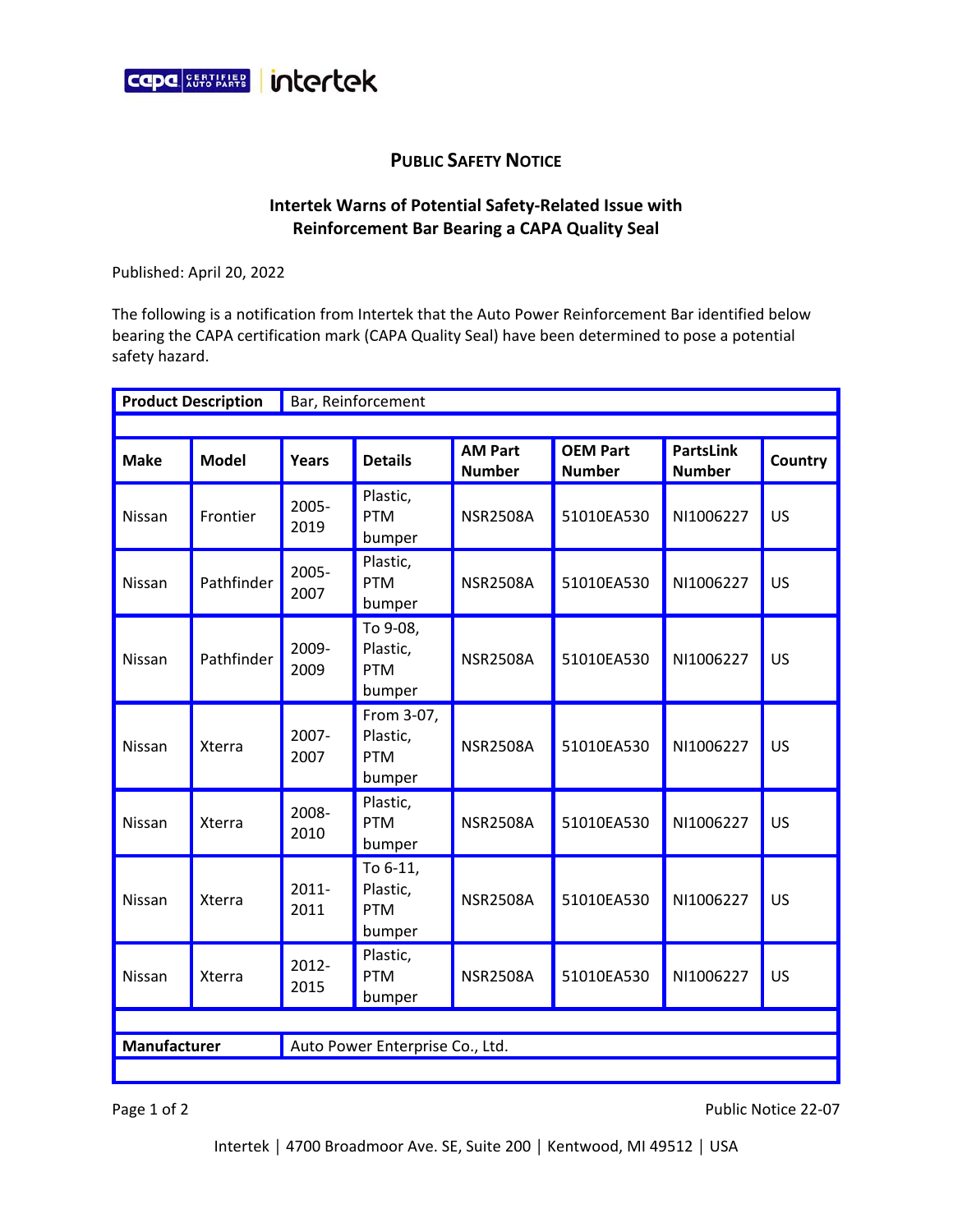## PUBLIC SAFETY NOTICE

### Intertek Warns of Potential Safety-Related Issue with Reinforcement Bar Bearing a CAPA Quality Seal

Published: April 20, 2022

The following is a notification from Intertek that the Auto Power Reinforcement Bar identified below bearing the CAPA certification mark (CAPA Quality Seal) have been determined to pose a potential safety hazard.

| **Product Description** | Bar, Reinforcement | | | | | | |
|---|---|---|---|---|---|---|---|
| **Make** | **Model** | **Years** | **Details** | **AM Part Number** | **OEM Part Number** | **PartsLink Number** | **Country** |
| Nissan | Frontier | 2005-2019 | Plastic, PTM bumper | NSR2508A | 51010EA530 | NI1006227 | US |
| Nissan | Pathfinder | 2005-2007 | Plastic, PTM bumper | NSR2508A | 51010EA530 | NI1006227 | US |
| Nissan | Pathfinder | 2009-2009 | To 9-08, Plastic, PTM bumper | NSR2508A | 51010EA530 | NI1006227 | US |
| Nissan | Xterra | 2007-2007 | From 3-07, Plastic, PTM bumper | NSR2508A | 51010EA530 | NI1006227 | US |
| Nissan | Xterra | 2008-2010 | Plastic, PTM bumper | NSR2508A | 51010EA530 | NI1006227 | US |
| Nissan | Xterra | 2011-2011 | To 6-11, Plastic, PTM bumper | NSR2508A | 51010EA530 | NI1006227 | US |
| Nissan | Xterra | 2012-2015 | Plastic, PTM bumper | NSR2508A | 51010EA530 | NI1006227 | US |
| **Manufacturer** | Auto Power Enterprise Co., Ltd. | | | | | | |

Public Notice 22-07

Intertek | 4700 Broadmoor Ave. SE, Suite 200 | Kentwood, MI 49512 | USA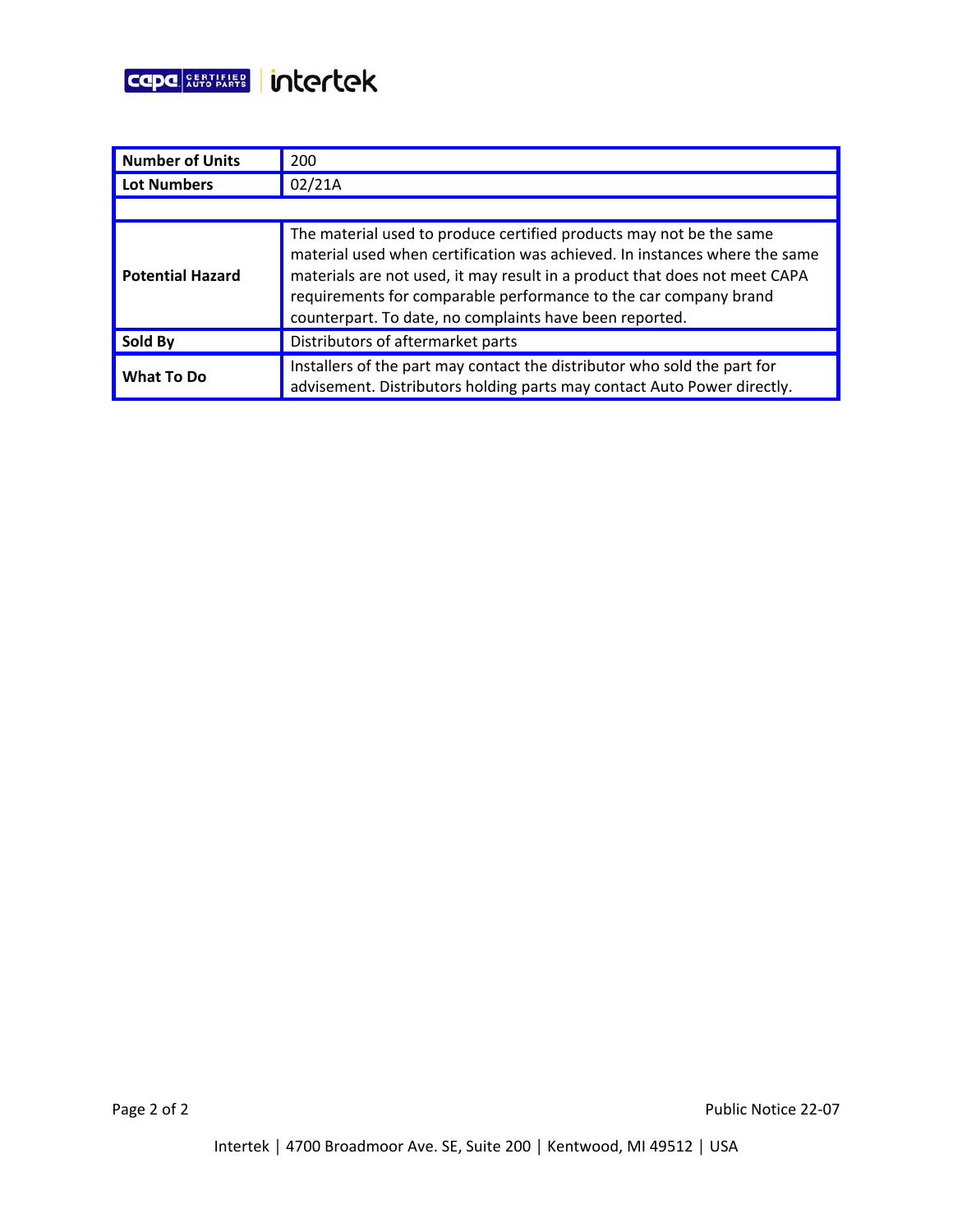| | |
|---|---|
| **Number of Units** | 200 |
| **Lot Numbers** | 02/21A |
| | |
| **Potential Hazard** | The material used to produce certified products may not be the same material used when certification was achieved. In instances where the same materials are not used, it may result in a product that does not meet CAPA requirements for comparable performance to the car company brand counterpart. To date, no complaints have been reported. |
| **Sold By** | Distributors of aftermarket parts |
| **What To Do** | Installers of the part may contact the distributor who sold the part for advisement. Distributors holding parts may contact Auto Power directly. |